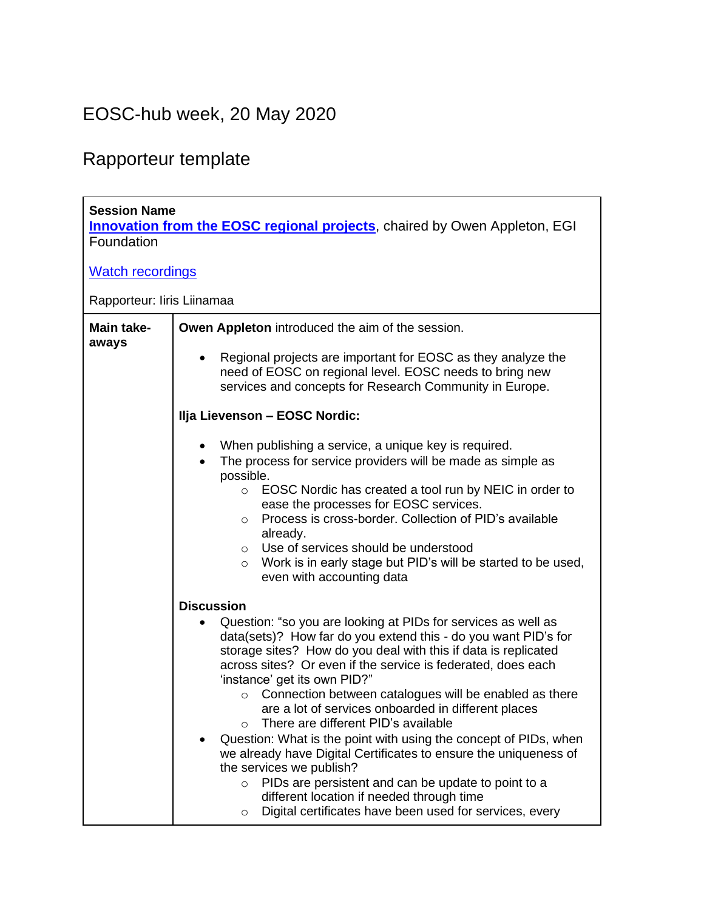# EOSC-hub week, 20 May 2020

## Rapporteur template

| **Session Name**<br>**[Innovation from the EOSC regional projects](#)**, chaired by Owen Appleton, EGI Foundation<br><br>[Watch recordings](#)<br><br>Rapporteur: Iiris Liinamaa | |
|---|---|
| **Main take-aways** | **Owen Appleton** introduced the aim of the session.<br><br>• Regional projects are important for EOSC as they analyze the need of EOSC on regional level. EOSC needs to bring new services and concepts for Research Community in Europe.<br><br>**Ilja Lievenson – EOSC Nordic:**<br><br>• When publishing a service, a unique key is required.<br>• The process for service providers will be made as simple as possible.<br>&nbsp;&nbsp;&nbsp;&nbsp;○ EOSC Nordic has created a tool run by NEIC in order to ease the processes for EOSC services.<br>&nbsp;&nbsp;&nbsp;&nbsp;○ Process is cross-border. Collection of PID's available already.<br>&nbsp;&nbsp;&nbsp;&nbsp;○ Use of services should be understood<br>&nbsp;&nbsp;&nbsp;&nbsp;○ Work is in early stage but PID's will be started to be used, even with accounting data<br><br>**Discussion**<br>• Question: "so you are looking at PIDs for services as well as data(sets)? How far do you extend this - do you want PID's for storage sites? How do you deal with this if data is replicated across sites? Or even if the service is federated, does each 'instance' get its own PID?"<br>&nbsp;&nbsp;&nbsp;&nbsp;○ Connection between catalogues will be enabled as there are a lot of services onboarded in different places<br>&nbsp;&nbsp;&nbsp;&nbsp;○ There are different PID's available<br>• Question: What is the point with using the concept of PIDs, when we already have Digital Certificates to ensure the uniqueness of the services we publish?<br>&nbsp;&nbsp;&nbsp;&nbsp;○ PIDs are persistent and can be update to point to a different location if needed through time<br>&nbsp;&nbsp;&nbsp;&nbsp;○ Digital certificates have been used for services, every |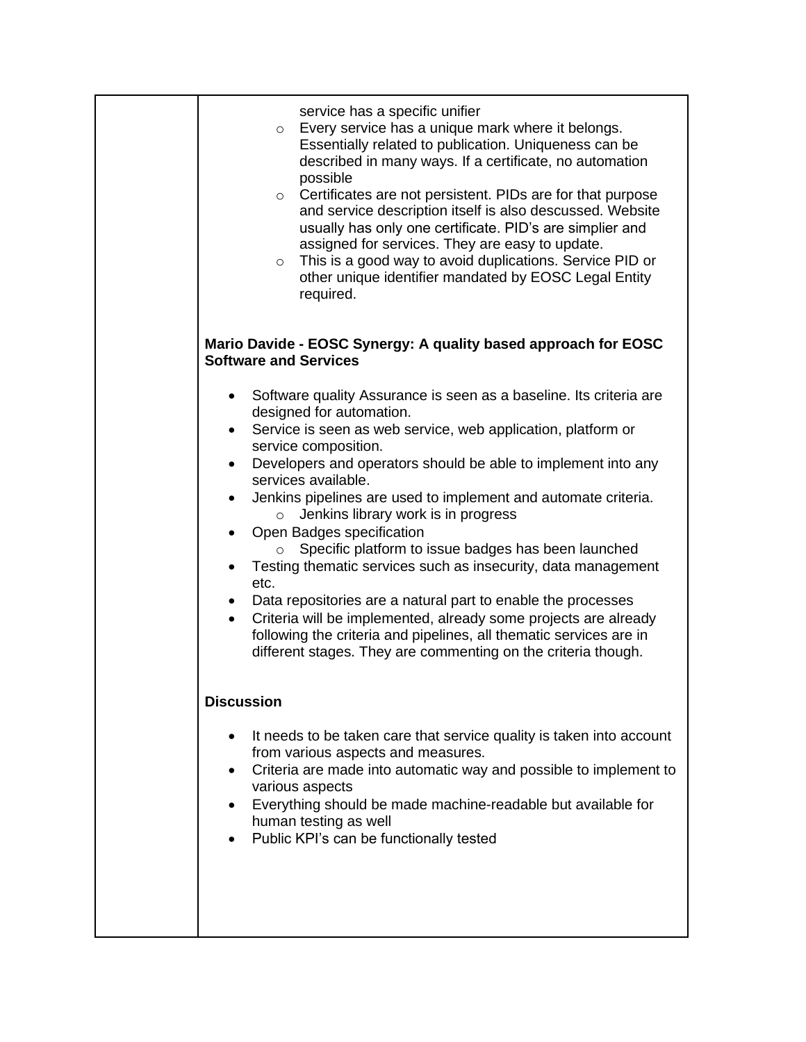service has a specific unifier
  - Every service has a unique mark where it belongs. Essentially related to publication. Uniqueness can be described in many ways. If a certificate, no automation possible
  - Certificates are not persistent. PIDs are for that purpose and service description itself is also descussed. Website usually has only one certificate. PID's are simplier and assigned for services. They are easy to update.
  - This is a good way to avoid duplications. Service PID or other unique identifier mandated by EOSC Legal Entity required.

**Mario Davide - EOSC Synergy: A quality based approach for EOSC Software and Services**

- Software quality Assurance is seen as a baseline. Its criteria are designed for automation.
- Service is seen as web service, web application, platform or service composition.
- Developers and operators should be able to implement into any services available.
- Jenkins pipelines are used to implement and automate criteria.
  - Jenkins library work is in progress
- Open Badges specification
  - Specific platform to issue badges has been launched
- Testing thematic services such as insecurity, data management etc.
- Data repositories are a natural part to enable the processes
- Criteria will be implemented, already some projects are already following the criteria and pipelines, all thematic services are in different stages. They are commenting on the criteria though.

**Discussion**

- It needs to be taken care that service quality is taken into account from various aspects and measures.
- Criteria are made into automatic way and possible to implement to various aspects
- Everything should be made machine-readable but available for human testing as well
- Public KPI's can be functionally tested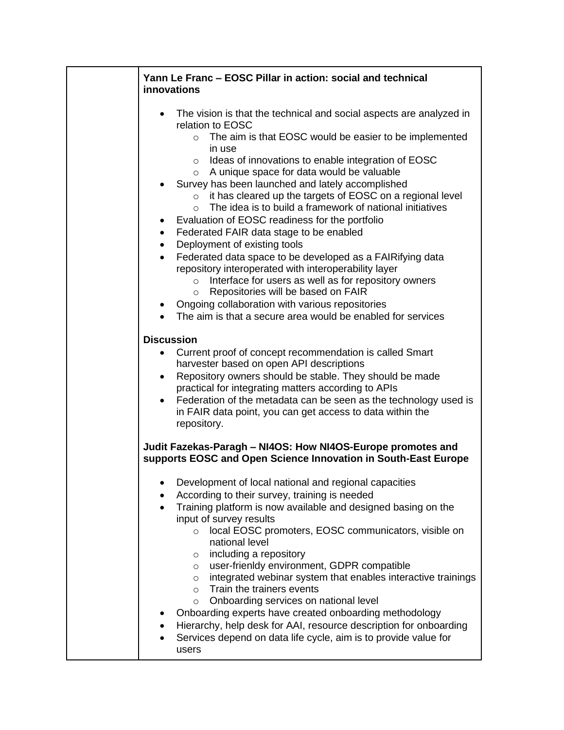**Yann Le Franc – EOSC Pillar in action: social and technical innovations**

- The vision is that the technical and social aspects are analyzed in relation to EOSC
  - The aim is that EOSC would be easier to be implemented in use
  - Ideas of innovations to enable integration of EOSC
  - A unique space for data would be valuable
- Survey has been launched and lately accomplished
  - it has cleared up the targets of EOSC on a regional level
  - The idea is to build a framework of national initiatives
- Evaluation of EOSC readiness for the portfolio
- Federated FAIR data stage to be enabled
- Deployment of existing tools
- Federated data space to be developed as a FAIRifying data repository interoperated with interoperability layer
  - Interface for users as well as for repository owners
  - Repositories will be based on FAIR
- Ongoing collaboration with various repositories
- The aim is that a secure area would be enabled for services

**Discussion**

- Current proof of concept recommendation is called Smart harvester based on open API descriptions
- Repository owners should be stable. They should be made practical for integrating matters according to APIs
- Federation of the metadata can be seen as the technology used is in FAIR data point, you can get access to data within the repository.

**Judit Fazekas-Paragh – NI4OS: How NI4OS-Europe promotes and supports EOSC and Open Science Innovation in South-East Europe**

- Development of local national and regional capacities
- According to their survey, training is needed
- Training platform is now available and designed basing on the input of survey results
  - local EOSC promoters, EOSC communicators, visible on national level
  - including a repository
  - user-frienldy environment, GDPR compatible
  - integrated webinar system that enables interactive trainings
  - Train the trainers events
  - Onboarding services on national level
- Onboarding experts have created onboarding methodology
- Hierarchy, help desk for AAI, resource description for onboarding
- Services depend on data life cycle, aim is to provide value for users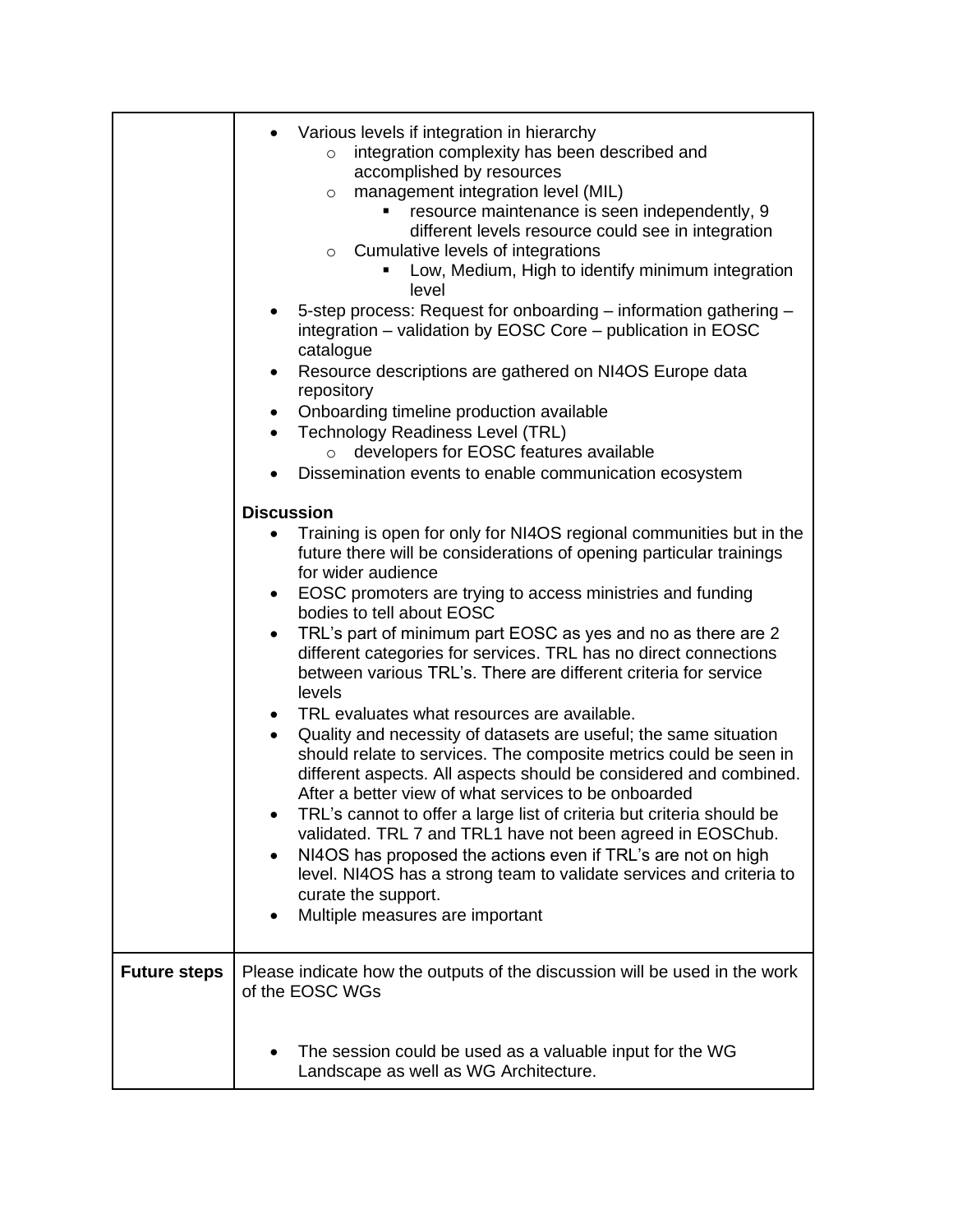| | |
|---|---|
| | • Various levels if integration in hierarchy<br>&nbsp;&nbsp;&nbsp;&nbsp;○ integration complexity has been described and accomplished by resources<br>&nbsp;&nbsp;&nbsp;&nbsp;○ management integration level (MIL)<br>&nbsp;&nbsp;&nbsp;&nbsp;&nbsp;&nbsp;&nbsp;&nbsp;▪ resource maintenance is seen independently, 9 different levels resource could see in integration<br>&nbsp;&nbsp;&nbsp;&nbsp;○ Cumulative levels of integrations<br>&nbsp;&nbsp;&nbsp;&nbsp;&nbsp;&nbsp;&nbsp;&nbsp;▪ Low, Medium, High to identify minimum integration level<br>• 5-step process: Request for onboarding – information gathering – integration – validation by EOSC Core – publication in EOSC catalogue<br>• Resource descriptions are gathered on NI4OS Europe data repository<br>• Onboarding timeline production available<br>• Technology Readiness Level (TRL)<br>&nbsp;&nbsp;&nbsp;&nbsp;○ developers for EOSC features available<br>• Dissemination events to enable communication ecosystem<br><br>**Discussion**<br>• Training is open for only for NI4OS regional communities but in the future there will be considerations of opening particular trainings for wider audience<br>• EOSC promoters are trying to access ministries and funding bodies to tell about EOSC<br>• TRL's part of minimum part EOSC as yes and no as there are 2 different categories for services. TRL has no direct connections between various TRL's. There are different criteria for service levels<br>• TRL evaluates what resources are available.<br>• Quality and necessity of datasets are useful; the same situation should relate to services. The composite metrics could be seen in different aspects. All aspects should be considered and combined. After a better view of what services to be onboarded<br>• TRL's cannot to offer a large list of criteria but criteria should be validated. TRL 7 and TRL1 have not been agreed in EOSChub.<br>• NI4OS has proposed the actions even if TRL's are not on high level. NI4OS has a strong team to validate services and criteria to curate the support.<br>• Multiple measures are important |
| **Future steps** | Please indicate how the outputs of the discussion will be used in the work of the EOSC WGs<br><br>• The session could be used as a valuable input for the WG Landscape as well as WG Architecture. |